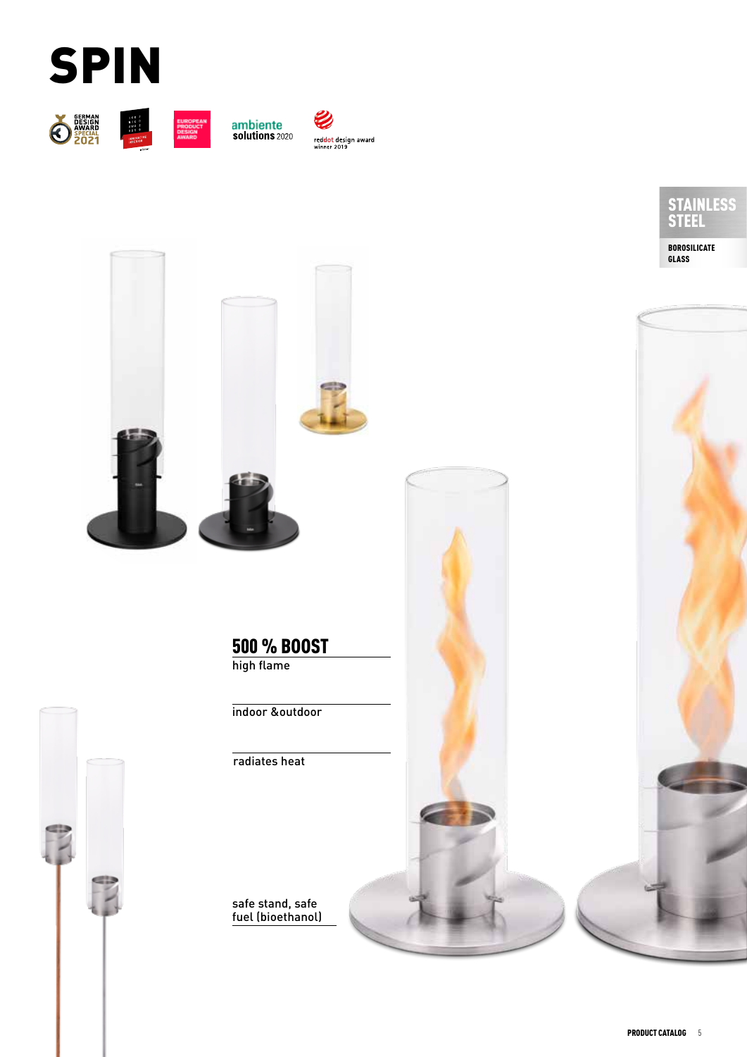# SPIN

GERMAN DESIGN AWARD SPECIAL 2021

ambiente solutions 2020

reddot design award winner 2019

**STAINLESS STEEL**

**BOROSILICATE GLASS**

## 500 % BOOST

high flame

indoor &outdoor

radiates heat

safe stand, safe fuel (bioethanol)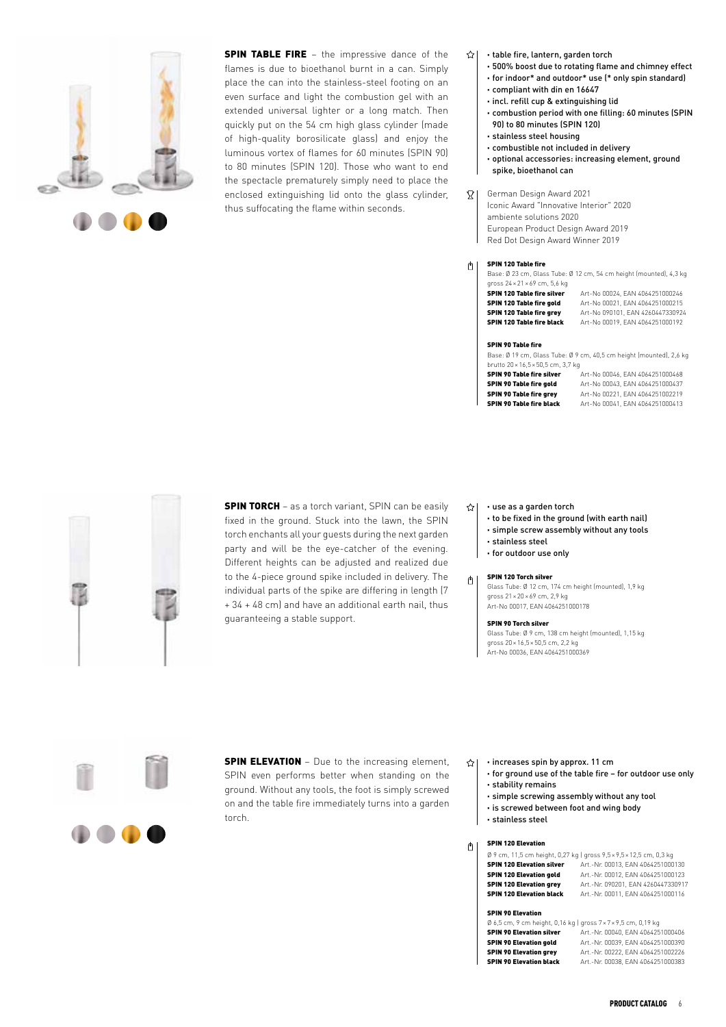**SPIN TABLE FIRE** – the impressive dance of the flames is due to bioethanol burnt in a can. Simply place the can into the stainless-steel footing on an even surface and light the combustion gel with an extended universal lighter or a long match. Then quickly put on the 54 cm high glass cylinder (made of high-quality borosilicate glass) and enjoy the luminous vortex of flames for 60 minutes (SPIN 90) to 80 minutes (SPIN 120). Those who want to end the spectacle prematurely simply need to place the enclosed extinguishing lid onto the glass cylinder, thus suffocating the flame within seconds.

- table fire, lantern, garden torch
- 500% boost due to rotating flame and chimney effect
- for indoor* and outdoor* use (* only spin standard)
- compliant with din en 16647
- incl. refill cup & extinguishing lid
- combustion period with one filling: 60 minutes (SPIN 90) to 80 minutes (SPIN 120)
- stainless steel housing
- combustible not included in delivery
- optional accessories: increasing element, ground spike, bioethanol can

German Design Award 2021
Iconic Award "Innovative Interior" 2020
ambiente solutions 2020
European Product Design Award 2019
Red Dot Design Award Winner 2019

**SPIN 120 Table fire**
Base: Ø 23 cm, Glass Tube: Ø 12 cm, 54 cm height (mounted), 4,3 kg
gross 24 × 21 × 69 cm, 5,6 kg

| | |
|---|---|
| **SPIN 120 Table fire silver** | Art-No 00024, EAN 4064251000246 |
| **SPIN 120 Table fire gold** | Art-No 00021, EAN 4064251000215 |
| **SPIN 120 Table fire grey** | Art-No 090101, EAN 4260447330924 |
| **SPIN 120 Table fire black** | Art-No 00019, EAN 4064251000192 |

**SPIN 90 Table fire**
Base: Ø 19 cm, Glass Tube: Ø 9 cm, 40,5 cm height (mounted), 2,6 kg
brutto 20 × 16,5 × 50,5 cm, 3,7 kg

| | |
|---|---|
| **SPIN 90 Table fire silver** | Art-No 00046, EAN 4064251000468 |
| **SPIN 90 Table fire gold** | Art-No 00043, EAN 4064251000437 |
| **SPIN 90 Table fire grey** | Art-No 00221, EAN 4064251002219 |
| **SPIN 90 Table fire black** | Art-No 00041, EAN 4064251000413 |

**SPIN TORCH** – as a torch variant, SPIN can be easily fixed in the ground. Stuck into the lawn, the SPIN torch enchants all your guests during the next garden party and will be the eye-catcher of the evening. Different heights can be adjusted and realized due to the 4-piece ground spike included in delivery. The individual parts of the spike are differing in length (7 + 34 + 48 cm) and have an additional earth nail, thus guaranteeing a stable support.

- use as a garden torch
- to be fixed in the ground (with earth nail)
- simple screw assembly without any tools
- stainless steel
- for outdoor use only

**SPIN 120 Torch silver**
Glass Tube: Ø 12 cm, 174 cm height (mounted), 1,9 kg
gross 21 × 20 × 69 cm, 2,9 kg
Art-No 00017, EAN 4064251000178

**SPIN 90 Torch silver**
Glass Tube: Ø 9 cm, 138 cm height (mounted), 1,15 kg
gross 20 × 16,5 × 50,5 cm, 2,2 kg
Art-No 00036, EAN 4064251000369

**SPIN ELEVATION** – Due to the increasing element, SPIN even performs better when standing on the ground. Without any tools, the foot is simply screwed on and the table fire immediately turns into a garden torch.

- increases spin by approx. 11 cm
- for ground use of the table fire – for outdoor use only
- stability remains
- simple screwing assembly without any tool
- is screwed between foot and wing body
- stainless steel

**SPIN 120 Elevation**
Ø 9 cm, 11,5 cm height, 0,27 kg | gross 9,5 × 9,5 × 12,5 cm, 0,3 kg

| | |
|---|---|
| **SPIN 120 Elevation silver** | Art.-Nr. 00013, EAN 4064251000130 |
| **SPIN 120 Elevation gold** | Art.-Nr. 00012, EAN 4064251000123 |
| **SPIN 120 Elevation grey** | Art.-Nr. 090201, EAN 4260447330917 |
| **SPIN 120 Elevation black** | Art.-Nr. 00011, EAN 4064251000116 |

**SPIN 90 Elevation**
Ø 6,5 cm, 9 cm height, 0,16 kg | gross 7 × 7 × 9,5 cm, 0,19 kg

| | |
|---|---|
| **SPIN 90 Elevation silver** | Art.-Nr. 00040, EAN 4064251000406 |
| **SPIN 90 Elevation gold** | Art.-Nr. 00039, EAN 4064251000390 |
| **SPIN 90 Elevation grey** | Art.-Nr. 00222, EAN 4064251002226 |
| **SPIN 90 Elevation black** | Art.-Nr. 00038, EAN 4064251000383 |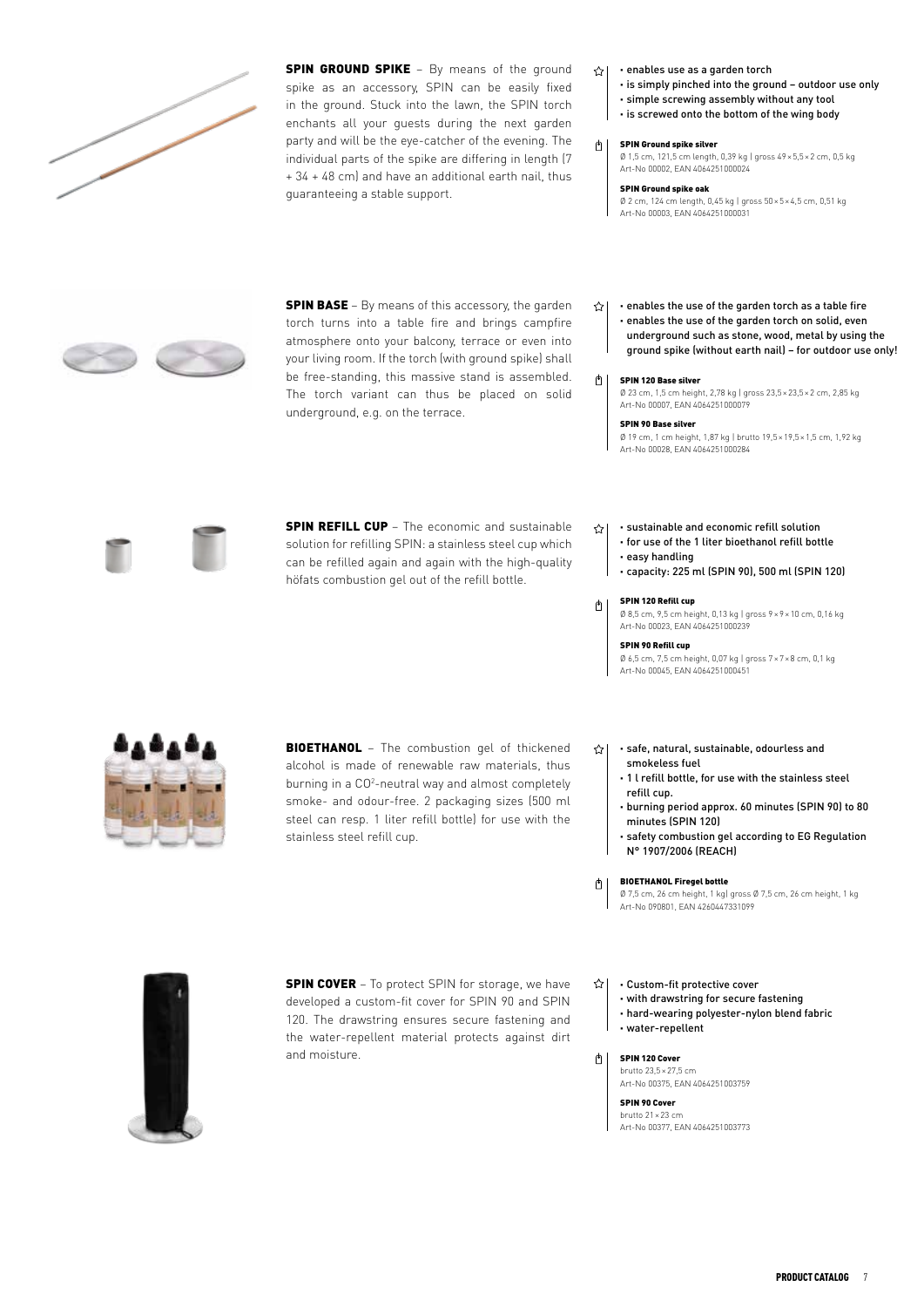**SPIN GROUND SPIKE** – By means of the ground spike as an accessory, SPIN can be easily fixed in the ground. Stuck into the lawn, the SPIN torch enchants all your guests during the next garden party and will be the eye-catcher of the evening. The individual parts of the spike are differing in length (7 + 34 + 48 cm) and have an additional earth nail, thus guaranteeing a stable support.

- enables use as a garden torch
- is simply pinched into the ground – outdoor use only
- simple screwing assembly without any tool
- is screwed onto the bottom of the wing body

**SPIN Ground spike silver**
Ø 1,5 cm, 121,5 cm length, 0,39 kg | gross 49 × 5,5 × 2 cm, 0,5 kg
Art-No 00002, EAN 4064251000024

**SPIN Ground spike oak**
Ø 2 cm, 124 cm length, 0,45 kg | gross 50 × 5 × 4,5 cm, 0,51 kg
Art-No 00003, EAN 4064251000031

**SPIN BASE** – By means of this accessory, the garden torch turns into a table fire and brings campfire atmosphere onto your balcony, terrace or even into your living room. If the torch (with ground spike) shall be free-standing, this massive stand is assembled. The torch variant can thus be placed on solid underground, e.g. on the terrace.

- enables the use of the garden torch as a table fire
- enables the use of the garden torch on solid, even underground such as stone, wood, metal by using the ground spike (without earth nail) – for outdoor use only!

**SPIN 120 Base silver**
Ø 23 cm, 1,5 cm height, 2,78 kg | gross 23,5 × 23,5 × 2 cm, 2,85 kg
Art-No 00007, EAN 4064251000079

**SPIN 90 Base silver**
Ø 19 cm, 1 cm height, 1,87 kg | brutto 19,5 × 19,5 × 1,5 cm, 1,92 kg
Art-No 00028, EAN 4064251000284

**SPIN REFILL CUP** – The economic and sustainable solution for refilling SPIN: a stainless steel cup which can be refilled again and again with the high-quality höfats combustion gel out of the refill bottle.

- sustainable and economic refill solution
- for use of the 1 liter bioethanol refill bottle
- easy handling
- capacity: 225 ml (SPIN 90), 500 ml (SPIN 120)

**SPIN 120 Refill cup**
Ø 8,5 cm, 9,5 cm height, 0,13 kg | gross 9 × 9 × 10 cm, 0,16 kg
Art-No 00023, EAN 4064251000239

**SPIN 90 Refill cup**
Ø 6,5 cm, 7,5 cm height, 0,07 kg | gross 7 × 7 × 8 cm, 0,1 kg
Art-No 00045, EAN 4064251000451

**BIOETHANOL** – The combustion gel of thickened alcohol is made of renewable raw materials, thus burning in a $CO^2$-neutral way and almost completely smoke- and odour-free. 2 packaging sizes (500 ml steel can resp. 1 liter refill bottle) for use with the stainless steel refill cup.

- safe, natural, sustainable, odourless and smokeless fuel
- 1 l refill bottle, for use with the stainless steel refill cup.
- burning period approx. 60 minutes (SPIN 90) to 80 minutes (SPIN 120)
- safety combustion gel according to EG Regulation N° 1907/2006 (REACH)

**BIOETHANOL Firegel bottle**
Ø 7,5 cm, 26 cm height, 1 kg| gross Ø 7,5 cm, 26 cm height, 1 kg
Art-No 090801, EAN 4260447331099

**SPIN COVER** – To protect SPIN for storage, we have developed a custom-fit cover for SPIN 90 and SPIN 120. The drawstring ensures secure fastening and the water-repellent material protects against dirt and moisture.

- Custom-fit protective cover
- with drawstring for secure fastening
- hard-wearing polyester-nylon blend fabric
- water-repellent

**SPIN 120 Cover**
brutto 23,5 × 27,5 cm
Art-No 00375, EAN 4064251003759

**SPIN 90 Cover**
brutto 21 × 23 cm
Art-No 00377, EAN 4064251003773